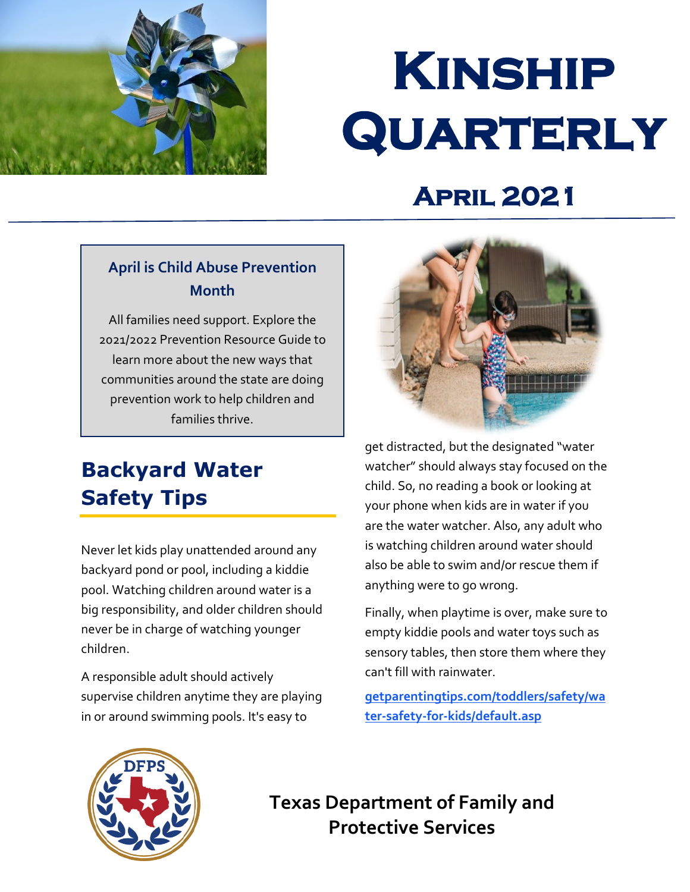# Kinship Quarterly

## April 2021

### April is Child Abuse Prevention Month

All families need support. Explore the 2021/2022 Prevention Resource Guide to learn more about the new ways that communities around the state are doing prevention work to help children and families thrive.

## Backyard Water Safety Tips

Never let kids play unattended around any backyard pond or pool, including a kiddie pool. Watching children around water is a big responsibility, and older children should never be in charge of watching younger children.

A responsible adult should actively supervise children anytime they are playing in or around swimming pools. It's easy to get distracted, but the designated "water watcher" should always stay focused on the child. So, no reading a book or looking at your phone when kids are in water if you are the water watcher. Also, any adult who is watching children around water should also be able to swim and/or rescue them if anything were to go wrong.

Finally, when playtime is over, make sure to empty kiddie pools and water toys such as sensory tables, then store them where they can't fill with rainwater.

[getparentingtips.com/toddlers/safety/water-safety-for-kids/default.asp](getparentingtips.com/toddlers/safety/water-safety-for-kids/default.asp)

**Texas Department of Family and Protective Services**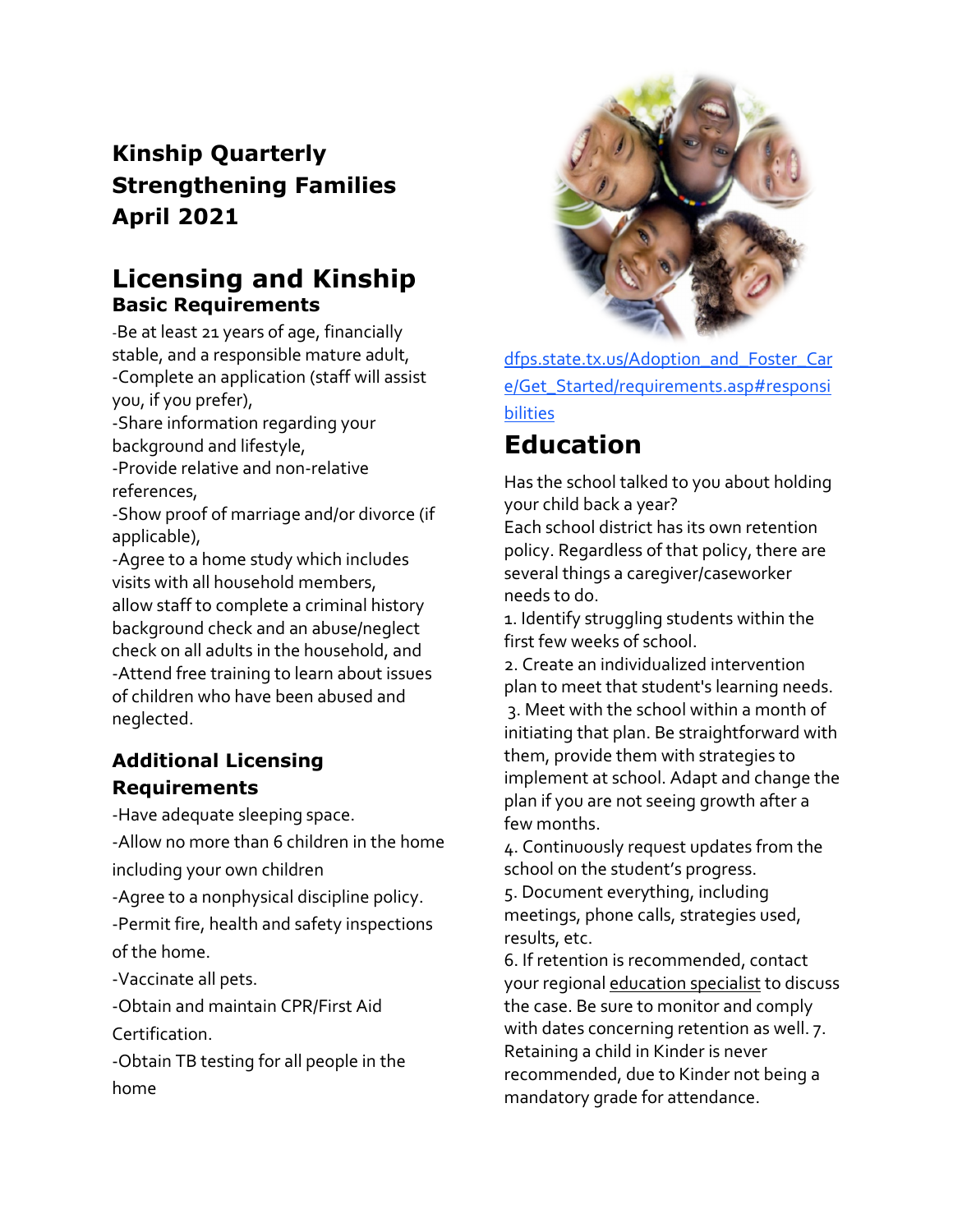**Kinship Quarterly**
**Strengthening Families**
**April 2021**

# Licensing and Kinship

### Basic Requirements

-Be at least 21 years of age, financially stable, and a responsible mature adult,
-Complete an application (staff will assist you, if you prefer),
-Share information regarding your background and lifestyle,
-Provide relative and non-relative references,
-Show proof of marriage and/or divorce (if applicable),
-Agree to a home study which includes visits with all household members,
allow staff to complete a criminal history background check and an abuse/neglect check on all adults in the household, and
-Attend free training to learn about issues of children who have been abused and neglected.

### Additional Licensing Requirements

-Have adequate sleeping space.
-Allow no more than 6 children in the home including your own children
-Agree to a nonphysical discipline policy.
-Permit fire, health and safety inspections of the home.
-Vaccinate all pets.
-Obtain and maintain CPR/First Aid Certification.
-Obtain TB testing for all people in the home

dfps.state.tx.us/Adoption_and_Foster_Care/Get_Started/requirements.asp#responsibilities

# Education

Has the school talked to you about holding your child back a year?
Each school district has its own retention policy. Regardless of that policy, there are several things a caregiver/caseworker needs to do.
1. Identify struggling students within the first few weeks of school.
2. Create an individualized intervention plan to meet that student's learning needs.
3. Meet with the school within a month of initiating that plan. Be straightforward with them, provide them with strategies to implement at school. Adapt and change the plan if you are not seeing growth after a few months.
4. Continuously request updates from the school on the student's progress.
5. Document everything, including meetings, phone calls, strategies used, results, etc.
6. If retention is recommended, contact your regional education specialist to discuss the case. Be sure to monitor and comply with dates concerning retention as well. 7. Retaining a child in Kinder is never recommended, due to Kinder not being a mandatory grade for attendance.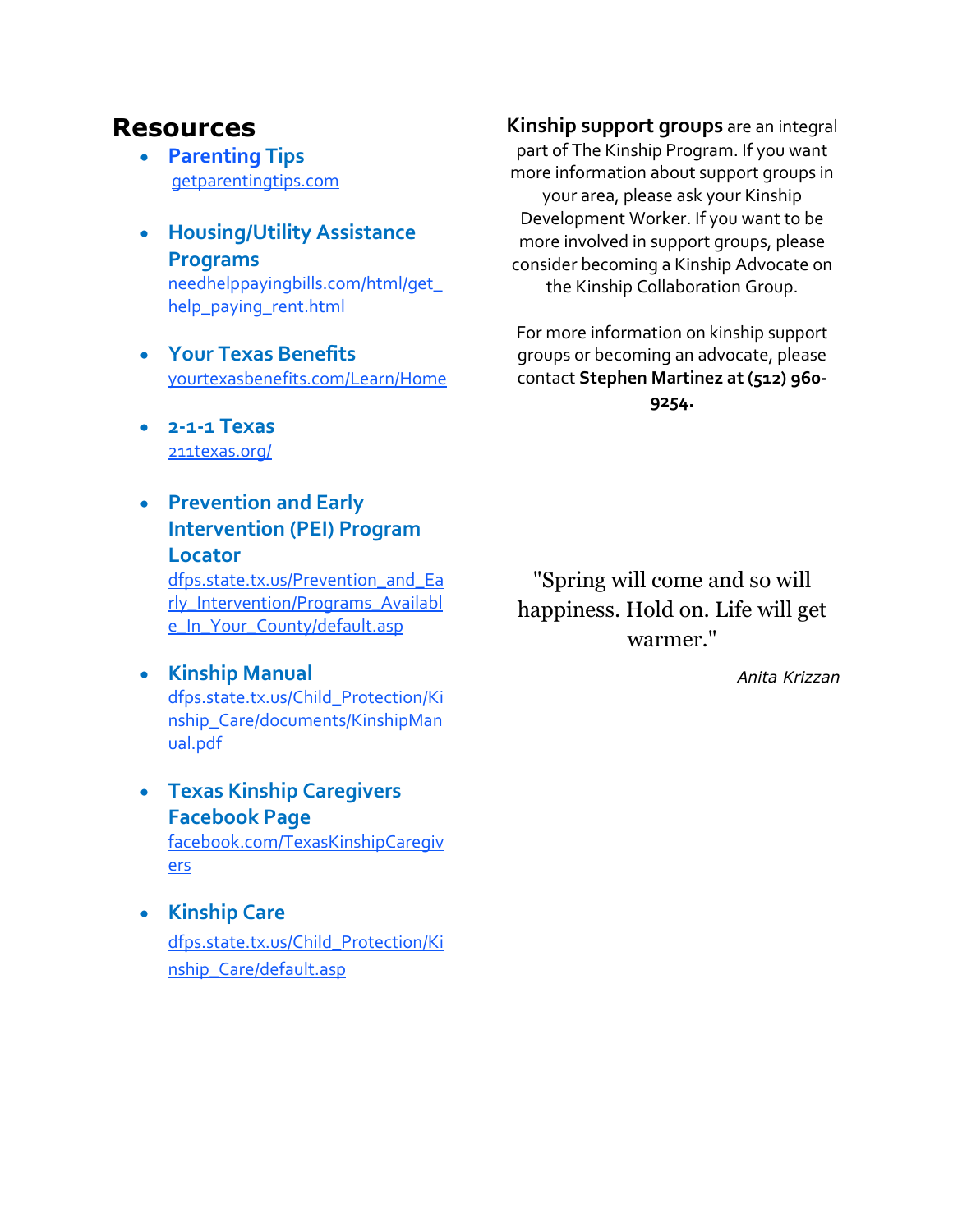# Resources

- **Parenting Tips**
  getparentingtips.com

- **Housing/Utility Assistance Programs**
  needhelppayingbills.com/html/get_help_paying_rent.html

- **Your Texas Benefits**
  yourtexasbenefits.com/Learn/Home

- **2-1-1 Texas**
  211texas.org/

- **Prevention and Early Intervention (PEI) Program Locator**
  dfps.state.tx.us/Prevention_and_Early_Intervention/Programs_Available_In_Your_County/default.asp

- **Kinship Manual**
  dfps.state.tx.us/Child_Protection/Kinship_Care/documents/KinshipManual.pdf

- **Texas Kinship Caregivers Facebook Page**
  facebook.com/TexasKinshipCaregivers

- **Kinship Care**
  dfps.state.tx.us/Child_Protection/Kinship_Care/default.asp

**Kinship support groups** are an integral part of The Kinship Program. If you want more information about support groups in your area, please ask your Kinship Development Worker. If you want to be more involved in support groups, please consider becoming a Kinship Advocate on the Kinship Collaboration Group.

For more information on kinship support groups or becoming an advocate, please contact **Stephen Martinez at (512) 960-9254.**

"Spring will come and so will happiness. Hold on. Life will get warmer."

*Anita Krizzan*